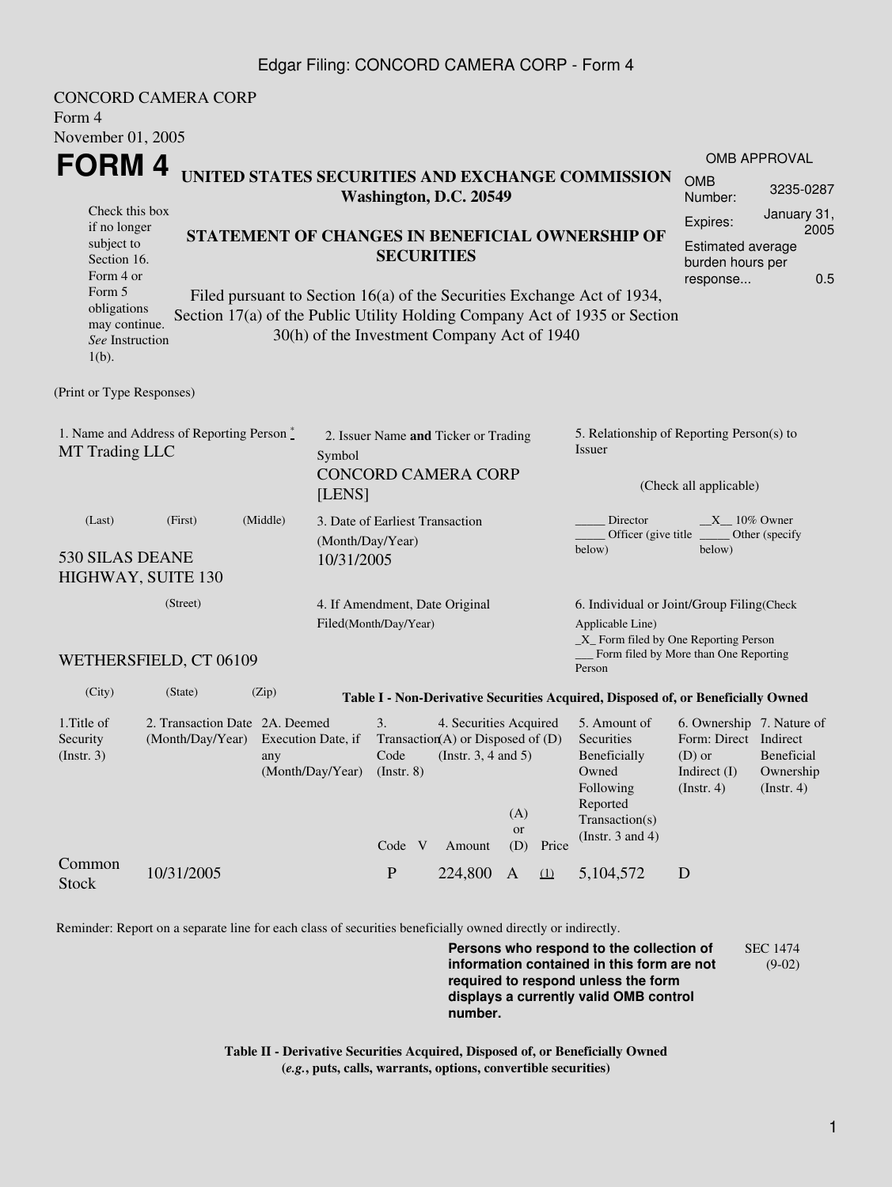CONCORD CAMERA CORP
Form 4
November 01, 2005

# FORM 4

## UNITED STATES SECURITIES AND EXCHANGE COMMISSION
**Washington, D.C. 20549**

Check this box if no longer subject to Section 16. Form 4 or Form 5 obligations may continue. *See* Instruction 1(b).

## STATEMENT OF CHANGES IN BENEFICIAL OWNERSHIP OF SECURITIES

Filed pursuant to Section 16(a) of the Securities Exchange Act of 1934, Section 17(a) of the Public Utility Holding Company Act of 1935 or Section 30(h) of the Investment Company Act of 1940

| OMB APPROVAL | |
|---|---|
| OMB Number: | 3235-0287 |
| Expires: | January 31, 2005 |
| Estimated average burden hours per response... | 0.5 |

(Print or Type Responses)

1. Name and Address of Reporting Person *
MT Trading LLC

(Last) (First) (Middle)

530 SILAS DEANE HIGHWAY, SUITE 130

(Street)

WETHERSFIELD, CT 06109

(City) (State) (Zip)

2. Issuer Name **and** Ticker or Trading Symbol
CONCORD CAMERA CORP [LENS]

3. Date of Earliest Transaction (Month/Day/Year)
10/31/2005

4. If Amendment, Date Original Filed(Month/Day/Year)

5. Relationship of Reporting Person(s) to Issuer

(Check all applicable)

_____ Director __X__ 10% Owner
_____ Officer (give title below) _____ Other (specify below)

6. Individual or Joint/Group Filing(Check Applicable Line)
_X_ Form filed by One Reporting Person
___ Form filed by More than One Reporting Person

**Table I - Non-Derivative Securities Acquired, Disposed of, or Beneficially Owned**

| 1.Title of Security (Instr. 3) | 2. Transaction Date (Month/Day/Year) | 2A. Deemed Execution Date, if any (Month/Day/Year) | 3. Transaction Code (Instr. 8) | | 4. Securities Acquired (A) or Disposed of (D) (Instr. 3, 4 and 5) | | | 5. Amount of Securities Beneficially Owned Following Reported Transaction(s) (Instr. 3 and 4) | 6. Ownership Form: Direct (D) or Indirect (I) (Instr. 4) | 7. Nature of Indirect Beneficial Ownership (Instr. 4) |
|---|---|---|---|---|---|---|---|---|---|---|
| | | | Code | V | Amount | (A) or (D) | Price | | | |
| Common Stock | 10/31/2005 | | P | | 224,800 | A | (1) | 5,104,572 | D | |

Reminder: Report on a separate line for each class of securities beneficially owned directly or indirectly.

**Persons who respond to the collection of information contained in this form are not required to respond unless the form displays a currently valid OMB control number.**

SEC 1474 (9-02)

**Table II - Derivative Securities Acquired, Disposed of, or Beneficially Owned**
**(*e.g.*, puts, calls, warrants, options, convertible securities)**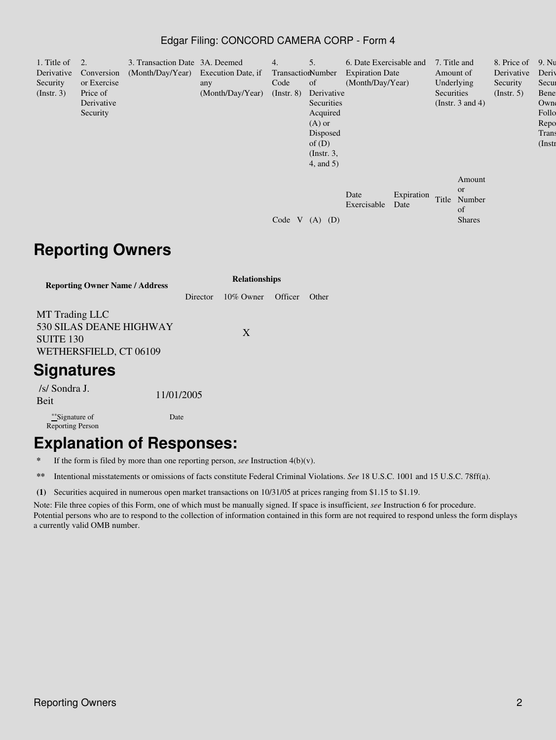| 1. Title of Derivative Security (Instr. 3) | 2. Conversion or Exercise Price of Derivative Security | 3. Transaction Date (Month/Day/Year) | 3A. Deemed Execution Date, if any (Month/Day/Year) | 4. Transaction Code (Instr. 8) | | 5. Number of Derivative Securities Acquired (A) or Disposed of (D) (Instr. 3, 4, and 5) | | 6. Date Exercisable and Expiration Date (Month/Day/Year) | | 7. Title and Amount of Underlying Securities (Instr. 3 and 4) | | 8. Price of Derivative Security (Instr. 5) | 9. Nu Deriv Secur Bene Own Follo Repo Trans (Instr |
|---|---|---|---|---|---|---|---|---|---|---|---|---|---|
| | | | | Code | V | (A) | (D) | Date Exercisable | Expiration Date | Title | Amount or Number of Shares | | |

# Reporting Owners

| Reporting Owner Name / Address | Relationships | | | |
|---|---|---|---|---|
| | Director | 10% Owner | Officer | Other |
| MT Trading LLC<br>530 SILAS DEANE HIGHWAY<br>SUITE 130<br>WETHERSFIELD, CT 06109 | | X | | |

# Signatures

| | |
|---|---|
| /s/ Sondra J. Beit | 11/01/2005 |
| **Signature of Reporting Person | Date |

# Explanation of Responses:

* If the form is filed by more than one reporting person, *see* Instruction 4(b)(v).

** Intentional misstatements or omissions of facts constitute Federal Criminal Violations. *See* 18 U.S.C. 1001 and 15 U.S.C. 78ff(a).

(1) Securities acquired in numerous open market transactions on 10/31/05 at prices ranging from $1.15 to $1.19.

Note: File three copies of this Form, one of which must be manually signed. If space is insufficient, *see* Instruction 6 for procedure.

Potential persons who are to respond to the collection of information contained in this form are not required to respond unless the form displays a currently valid OMB number.